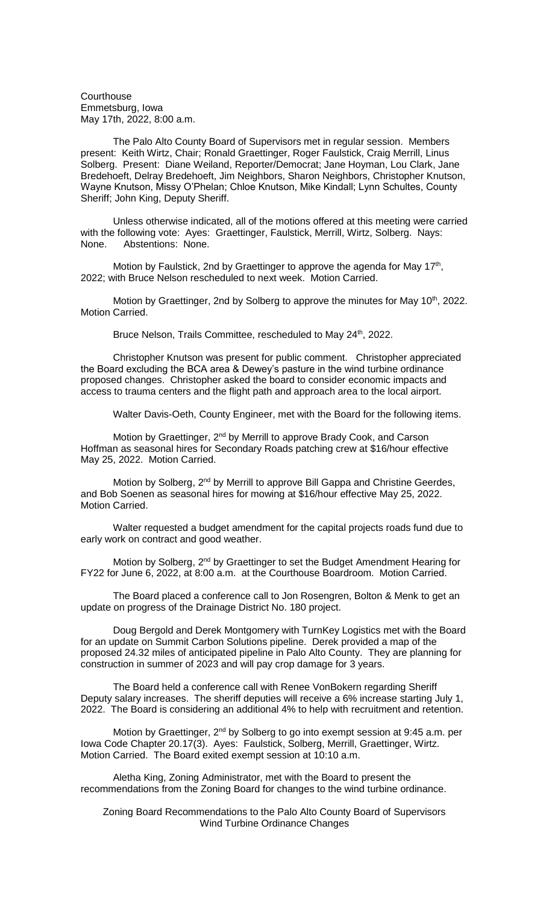Courthouse
Emmetsburg, Iowa
May 17th, 2022, 8:00 a.m.

The Palo Alto County Board of Supervisors met in regular session. Members present: Keith Wirtz, Chair; Ronald Graettinger, Roger Faulstick, Craig Merrill, Linus Solberg. Present: Diane Weiland, Reporter/Democrat; Jane Hoyman, Lou Clark, Jane Bredehoeft, Delray Bredehoeft, Jim Neighbors, Sharon Neighbors, Christopher Knutson, Wayne Knutson, Missy O'Phelan; Chloe Knutson, Mike Kindall; Lynn Schultes, County Sheriff; John King, Deputy Sheriff.

Unless otherwise indicated, all of the motions offered at this meeting were carried with the following vote: Ayes: Graettinger, Faulstick, Merrill, Wirtz, Solberg. Nays: None. Abstentions: None.

Motion by Faulstick, 2nd by Graettinger to approve the agenda for May 17th, 2022; with Bruce Nelson rescheduled to next week. Motion Carried.

Motion by Graettinger, 2nd by Solberg to approve the minutes for May 10th, 2022. Motion Carried.

Bruce Nelson, Trails Committee, rescheduled to May 24th, 2022.

Christopher Knutson was present for public comment. Christopher appreciated the Board excluding the BCA area & Dewey's pasture in the wind turbine ordinance proposed changes. Christopher asked the board to consider economic impacts and access to trauma centers and the flight path and approach area to the local airport.

Walter Davis-Oeth, County Engineer, met with the Board for the following items.

Motion by Graettinger, 2nd by Merrill to approve Brady Cook, and Carson Hoffman as seasonal hires for Secondary Roads patching crew at $16/hour effective May 25, 2022. Motion Carried.

Motion by Solberg, 2nd by Merrill to approve Bill Gappa and Christine Geerdes, and Bob Soenen as seasonal hires for mowing at $16/hour effective May 25, 2022. Motion Carried.

Walter requested a budget amendment for the capital projects roads fund due to early work on contract and good weather.

Motion by Solberg, 2nd by Graettinger to set the Budget Amendment Hearing for FY22 for June 6, 2022, at 8:00 a.m. at the Courthouse Boardroom. Motion Carried.

The Board placed a conference call to Jon Rosengren, Bolton & Menk to get an update on progress of the Drainage District No. 180 project.

Doug Bergold and Derek Montgomery with TurnKey Logistics met with the Board for an update on Summit Carbon Solutions pipeline. Derek provided a map of the proposed 24.32 miles of anticipated pipeline in Palo Alto County. They are planning for construction in summer of 2023 and will pay crop damage for 3 years.

The Board held a conference call with Renee VonBokern regarding Sheriff Deputy salary increases. The sheriff deputies will receive a 6% increase starting July 1, 2022. The Board is considering an additional 4% to help with recruitment and retention.

Motion by Graettinger, 2nd by Solberg to go into exempt session at 9:45 a.m. per Iowa Code Chapter 20.17(3). Ayes: Faulstick, Solberg, Merrill, Graettinger, Wirtz. Motion Carried. The Board exited exempt session at 10:10 a.m.

Aletha King, Zoning Administrator, met with the Board to present the recommendations from the Zoning Board for changes to the wind turbine ordinance.

Zoning Board Recommendations to the Palo Alto County Board of Supervisors
Wind Turbine Ordinance Changes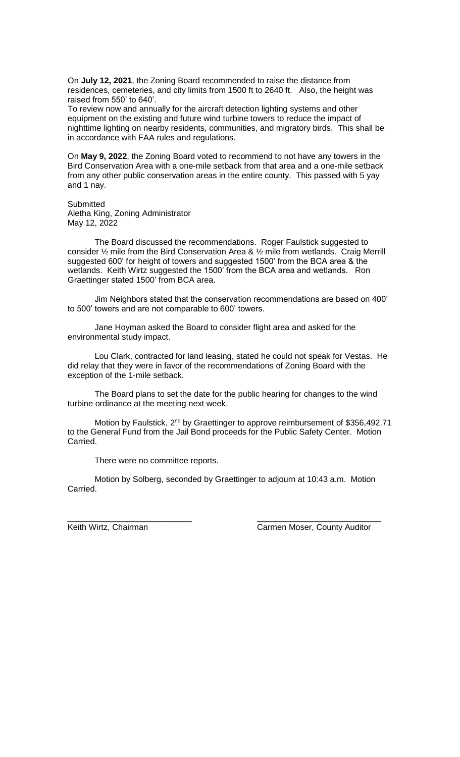On **July 12, 2021**, the Zoning Board recommended to raise the distance from residences, cemeteries, and city limits from 1500 ft to 2640 ft. Also, the height was raised from 550' to 640'.
To review now and annually for the aircraft detection lighting systems and other equipment on the existing and future wind turbine towers to reduce the impact of nighttime lighting on nearby residents, communities, and migratory birds. This shall be in accordance with FAA rules and regulations.

On **May 9, 2022**, the Zoning Board voted to recommend to not have any towers in the Bird Conservation Area with a one-mile setback from that area and a one-mile setback from any other public conservation areas in the entire county. This passed with 5 yay and 1 nay.

Submitted
Aletha King, Zoning Administrator
May 12, 2022

The Board discussed the recommendations. Roger Faulstick suggested to consider ½ mile from the Bird Conservation Area & ½ mile from wetlands. Craig Merrill suggested 600' for height of towers and suggested 1500' from the BCA area & the wetlands. Keith Wirtz suggested the 1500' from the BCA area and wetlands. Ron Graettinger stated 1500' from BCA area.

Jim Neighbors stated that the conservation recommendations are based on 400' to 500' towers and are not comparable to 600' towers.

Jane Hoyman asked the Board to consider flight area and asked for the environmental study impact.

Lou Clark, contracted for land leasing, stated he could not speak for Vestas. He did relay that they were in favor of the recommendations of Zoning Board with the exception of the 1-mile setback.

The Board plans to set the date for the public hearing for changes to the wind turbine ordinance at the meeting next week.

Motion by Faulstick, 2nd by Graettinger to approve reimbursement of $356,492.71 to the General Fund from the Jail Bond proceeds for the Public Safety Center. Motion Carried.

There were no committee reports.

Motion by Solberg, seconded by Graettinger to adjourn at 10:43 a.m. Motion Carried.

\_\_\_\_\_\_\_\_\_\_\_\_\_\_\_\_\_\_\_\_\_\_\_\_\_\_\_ \_\_\_\_\_\_\_\_\_\_\_\_\_\_\_\_\_\_\_\_\_\_\_\_\_\_\_
Keith Wirtz, Chairman Carmen Moser, County Auditor